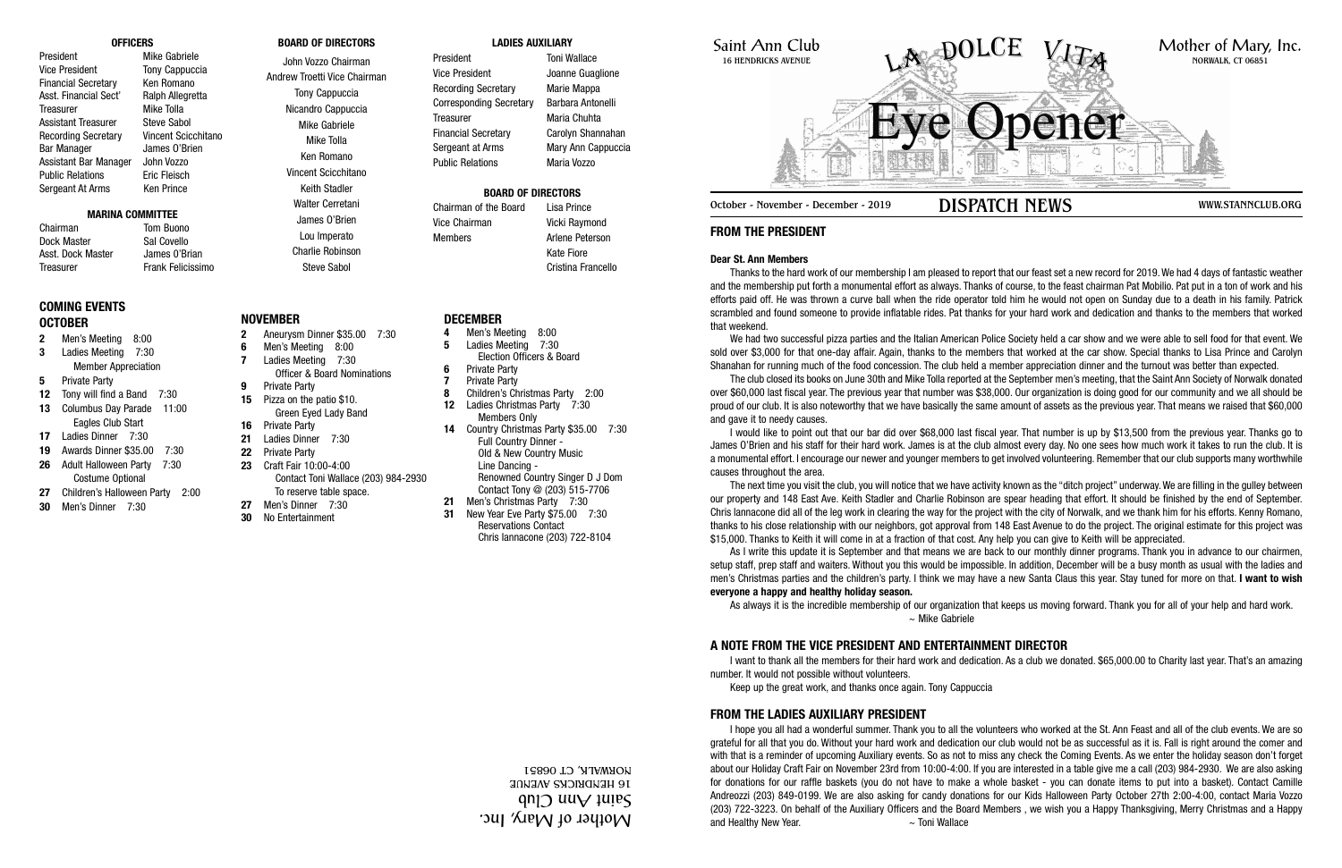# Saint Ann Club

16 HENDRICKS AVENUE

# La Dolce Vita

# Eye Opener

Mother of Mary, Inc.

NORWALK, CT 06851

October - November - December - 2019 | DISPATCH NEWS | WWW.STANNCLUB.ORG

## OFFICERS

| | |
|---|---|
| President | Mike Gabriele |
| Vice President | Tony Cappuccia |
| Financial Secretary | Ken Romano |
| Asst. Financial Sect' | Ralph Allegretta |
| Treasurer | Mike Tolla |
| Assistant Treasurer | Steve Sabol |
| Recording Secretary | Vincent Scicchitano |
| Bar Manager | James O'Brien |
| Assistant Bar Manager | John Vozzo |
| Public Relations | Eric Fleisch |
| Sergeant At Arms | Ken Prince |

## MARINA COMMITTEE

| | |
|---|---|
| Chairman | Tom Buono |
| Dock Master | Sal Covello |
| Asst. Dock Master | James O'Brian |
| Treasurer | Frank Felicissimo |

## BOARD OF DIRECTORS

John Vozzo Chairman
Andrew Troetti Vice Chairman
Tony Cappuccia
Nicandro Cappuccia
Mike Gabriele
Mike Tolla
Ken Romano
Vincent Scicchitano
Keith Stadler
Walter Cerretani
James O'Brien
Lou Imperato
Charlie Robinson
Steve Sabol

## LADIES AUXILIARY

| | |
|---|---|
| President | Toni Wallace |
| Vice President | Joanne Guaglione |
| Recording Secretary | Marie Mappa |
| Corresponding Secretary | Barbara Antonelli |
| Treasurer | Maria Chuhta |
| Financial Secretary | Carolyn Shannahan |
| Sergeant at Arms | Mary Ann Cappuccia |
| Public Relations | Maria Vozzo |

## BOARD OF DIRECTORS

| | |
|---|---|
| Chairman of the Board | Lisa Prince |
| Vice Chairman | Vicki Raymond |
| Members | Arlene Peterson |
| | Kate Fiore |
| | Cristina Francello |

## COMING EVENTS

### OCTOBER

- **2** Men's Meeting 8:00
- **3** Ladies Meeting 7:30 Member Appreciation
- **5** Private Party
- **12** Tony will find a Band 7:30
- **13** Columbus Day Parade 11:00 Eagles Club Start
- **17** Ladies Dinner 7:30
- **19** Awards Dinner $35.00 7:30
- **26** Adult Halloween Party 7:30 Costume Optional
- **27** Children's Halloween Party 2:00
- **30** Men's Dinner 7:30

### NOVEMBER

- **2** Aneurysm Dinner $35.00 7:30
- **6** Men's Meeting 8:00
- **7** Ladies Meeting 7:30 Officer & Board Nominations
- **9** Private Party
- **15** Pizza on the patio $10. Green Eyed Lady Band
- **16** Private Party
- **21** Ladies Dinner 7:30
- **22** Private Party
- **23** Craft Fair 10:00-4:00 Contact Toni Wallace (203) 984-2930 To reserve table space.
- **27** Men's Dinner 7:30
- **30** No Entertainment

### DECEMBER

- **4** Men's Meeting 8:00
- **5** Ladies Meeting 7:30 Election Officers & Board
- **6** Private Party
- **7** Private Party
- **8** Children's Christmas Party 2:00
- **12** Ladies Christmas Party 7:30 Members Only
- **14** Country Christmas Party $35.00 7:30 Full Country Dinner - Old & New Country Music Line Dancing - Renowned Country Singer D J Dom Contact Tony @ (203) 515-7706
- **21** Men's Christmas Party 7:30
- **31** New Year Eve Party $75.00 7:30 Reservations Contact Chris Iannacone (203) 722-8104

## FROM THE PRESIDENT

**Dear St. Ann Members**

Thanks to the hard work of our membership I am pleased to report that our feast set a new record for 2019. We had 4 days of fantastic weather and the membership put forth a monumental effort as always. Thanks of course, to the feast chairman Pat Mobilio. Pat put in a ton of work and his efforts paid off. He was thrown a curve ball when the ride operator told him he would not open on Sunday due to a death in his family. Patrick scrambled and found someone to provide inflatable rides. Pat thanks for your hard work and dedication and thanks to the members that worked that weekend.

We had two successful pizza parties and the Italian American Police Society held a car show and we were able to sell food for that event. We sold over $3,000 for that one-day affair. Again, thanks to the members that worked at the car show. Special thanks to Lisa Prince and Carolyn Shanahan for running much of the food concession. The club held a member appreciation dinner and the turnout was better than expected.

The club closed its books on June 30th and Mike Tolla reported at the September men's meeting, that the Saint Ann Society of Norwalk donated over $60,000 last fiscal year. The previous year that number was $38,000. Our organization is doing good for our community and we all should be proud of our club. It is also noteworthy that we have basically the same amount of assets as the previous year. That means we raised that $60,000 and gave it to needy causes.

I would like to point out that our bar did over $68,000 last fiscal year. That number is up by $13,500 from the previous year. Thanks go to James O'Brien and his staff for their hard work. James is at the club almost every day. No one sees how much work it takes to run the club. It is a monumental effort. I encourage our newer and younger members to get involved volunteering. Remember that our club supports many worthwhile causes throughout the area.

The next time you visit the club, you will notice that we have activity known as the "ditch project" underway. We are filling in the gulley between our property and 148 East Ave. Keith Stadler and Charlie Robinson are spear heading that effort. It should be finished by the end of September. Chris Iannacone did all of the leg work in clearing the way for the project with the city of Norwalk, and we thank him for his efforts. Kenny Romano, thanks to his close relationship with our neighbors, got approval from 148 East Avenue to do the project. The original estimate for this project was $15,000. Thanks to Keith it will come in at a fraction of that cost. Any help you can give to Keith will be appreciated.

As I write this update it is September and that means we are back to our monthly dinner programs. Thank you in advance to our chairmen, setup staff, prep staff and waiters. Without you this would be impossible. In addition, December will be a busy month as usual with the ladies and men's Christmas parties and the children's party. I think we may have a new Santa Claus this year. Stay tuned for more on that. **I want to wish everyone a happy and healthy holiday season.**

As always it is the incredible membership of our organization that keeps us moving forward. Thank you for all of your help and hard work.

~ Mike Gabriele

## A NOTE FROM THE VICE PRESIDENT AND ENTERTAINMENT DIRECTOR

I want to thank all the members for their hard work and dedication. As a club we donated. $65,000.00 to Charity last year. That's an amazing number. It would not possible without volunteers.

Keep up the great work, and thanks once again. Tony Cappuccia

## FROM THE LADIES AUXILIARY PRESIDENT

I hope you all had a wonderful summer. Thank you to all the volunteers who worked at the St. Ann Feast and all of the club events. We are so grateful for all that you do. Without your hard work and dedication our club would not be as successful as it is. Fall is right around the comer and with that is a reminder of upcoming Auxiliary events. So as not to miss any check the Coming Events. As we enter the holiday season don't forget about our Holiday Craft Fair on November 23rd from 10:00-4:00. If you are interested in a table give me a call (203) 984-2930. We are also asking for donations for our raffle baskets (you do not have to make a whole basket - you can donate items to put into a basket). Contact Camille Andreozzi (203) 849-0199. We are also asking for candy donations for our Kids Halloween Party October 27th 2:00-4:00, contact Maria Vozzo (203) 722-3223. On behalf of the Auxiliary Officers and the Board Members , we wish you a Happy Thanksgiving, Merry Christmas and a Happy and Healthy New Year.

~ Toni Wallace

Mother of Mary, Inc.
Saint Ann Club
16 HENDRICKS AVENUE
NORWALK, CT 06851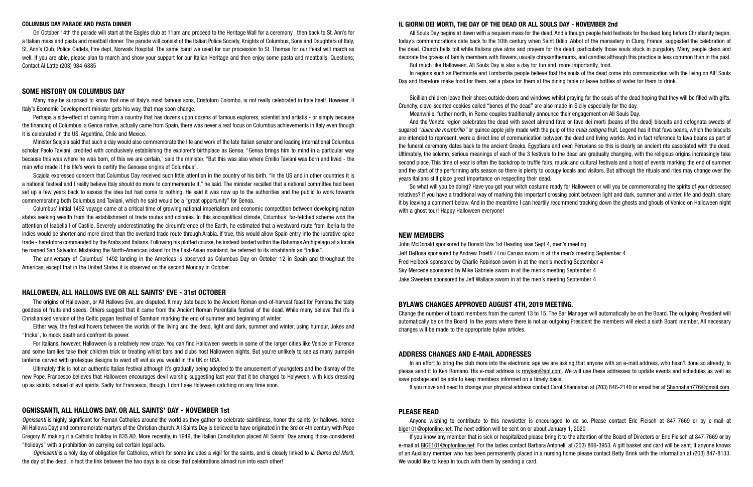#### COLUMBUS DAY PARADE AND PASTA DINNER

On October 14th the parade will start at the Eagles club at 11am and proceed to the Heritage Wall for a ceremony , then back to St. Ann's for a Italian mass and pasta and meatball dinner. The parade will consist of the Italian Police Society, Knights of Columbus, Sons and Daughters of Italy, St. Ann's Club, Police Cadets, Fire dept, Norwalk Hospital. The same band we used for our procession to St. Thomas for our Feast will march as well. If you are able, please plan to march and show your support for our Italian Heritage and then enjoy some pasta and meatballs. Questions; Contact Al Latte (203) 984-6885

## SOME HISTORY ON COLUMBUS DAY

Many may be surprised to know that one of Italy's most famous sons, Cristoforo Colombo, is not really celebrated in Italy Itself. However, if Italy's Economic Development minister gets his way, that may soon change.

Perhaps a side-effect of coming from a country that has dozens upon dozens of famous explorers, scientist and artistis - or simply because the financing of Columbus, a Genoa native, actually came from Spain, there was never a real focus on Columbus achievements in Italy even though it is celebrated in the US, Argentina, Chile and Mexico.

Minister Scajola said that such a day would also commemorate the life and work of the late Italian senator and leading international Columbus scholar Paolo Taviani, credited with conclusively establishing the explorer's birthplace as Genoa. "Genoa brings him to mind in a particular way because this was where he was born, of this we are certain," said the minister. "But this was also where Emilio Taviani was born and lived - the man who made it his life's work to certify the Genoese origins of Columbus".

Scajola expressed concern that Columbus Day received such little attention in the country of his birth. "In the US and in other countries it is a national festival and I really believe Italy should do more to commemorate it," he said. The minister recalled that a national committee had been set up a few years back to assess the idea but had come to nothing. He said it was now up to the authorities and the public to work towards commemorating both Columbus and Taviani, which he said would be a "great opportunity" for Genoa.

Columbus' initial 1492 voyage came at a critical time of growing national imperialism and economic competition between developing nation states seeking wealth from the establishment of trade routes and colonies. In this sociopolitical climate, Columbus' far-fetched scheme won the attention of Isabella I of Castile. Severely underestimating the circumference of the Earth, he estimated that a westward route from Iberia to the indies would be shorter and more direct than the overland trade route through Arabia. If true, this would allow Spain entry into the lucrative spice trade - heretofore commanded by the Arabs and Italians. Following his plotted course, he instead landed within the Bahamas Archipelago at a locale he named San Salvador. Mistaking the North-American island for the East-Asian mainland, he referred to its inhabitants as "Indios".

The anniversary of Columbus' 1492 landing in the Americas is observed as Columbus Day on October 12 in Spain and throughout the Americas, except that in the United States it is observed on the second Monday in October.

## HALLOWEEN, ALL HALLOWS EVE OR ALL SAINTS' EVE - 31st OCTOBER

The origins of Halloween, or All Hallows Eve, are disputed. It may date back to the Ancient Roman end-of-harvest feast for Pomona the tasty goddess of fruits and seeds. Others suggest that it came from the Ancient Roman Parentalia festival of the dead. While many believe that it's a Christianised version of the Celtic pagan festival of Samhain marking the end of summer and beginning of winter.

Either way, the festival hovers between the worlds of the living and the dead, light and dark, summer and winter, using humour, Jokes and "tricks", to mock death and confront its power.

For Italians, however, Halloween is a relatively new craze. You can find Halloween sweets in some of the larger cities like Venice or Florence and some families take their children trick or treating whilst bars and clubs host Halloween nights. But you're unlikely to see as many pumpkin lanterns carved with grotesque designs to ward off evil as you would in the UK or USA.

Ultimately this is not an authentic Italian festival although it's gradually being adopted to the amusement of youngsters and the dismay of the new Pope. Francesco believes that Halloween encourages devil worship suggesting last year that it be changed to Holyween, with kids dressing up as saints instead of evil spirits. Sadly for Francesco, though, I don't see Holyween catching on any time soon.

## OGNISSANTI, ALL HALLOWS DAY. OR ALL SAINTS' DAY - NOVEMBER 1st

*Ognissanti* is highly significant for Roman Catholics around the world as they gather to celebrate saintliness, honor the saints (or hallows, hence All Hallows Day) and commemorate martyrs of the Christian church. All Saints Day is believed to have originated in the 3rd or 4th century with Pope Gregory IV making it a Catholic holiday in 835 AD. More recently, in 1949, the Italian Constitution placed All Saints' Day among those considered "holidays" with a prohibition on carrying out certain legal acts.

*Ognissanti* is a holy day of obligation for Catholics, which for some includes a vigil for the saints, and is closely linked to *IL Giorno dei Morti,* the day of the dead. In fact the link between the two days is so close that celebrations almost run into each other!

#### IL GIORNI DEI MORTI, THE DAY OF THE DEAD OR ALL SOULS DAY - NOVEMBER 2nd

All Souls Day begins at dawn with a requiem mass for the dead. And although people held festivals for the dead long before Christianity began, today's commemorations date back to the 10th century when Saint Odilo, Abbot of the monastery in Cluny, France, suggested the celebration of the dead. Church bells toll while Italians give alms and prayers for the dead, particularly those souls stuck in purgatory. Many people clean and decorate the graves of family members with flowers, usually chrysanthemums, and candles although this practice is less common than in the past.

But much like Halloween, All Souls Day is also a day for fun and, more importantly, food.

In regions such as Piedmonte and Lombardia people believe that the souls of the dead come into communication with the living on All! Souls Day and therefore make food for them, set a place for them at the dining table or leave bottles of water for them to drink.

Sicillian children leave their shoes outside doors and windows whilst praying for the souls of the dead hoping that they will be filled with gifts. Crunchy, clove-scented cookies called "bones of the dead" are also made in Sicily especially for the day.

Meanwhile, further north, in Rome couples traditionally announce their engagement on All Souls Day.

And the Veneto region celebrates the dead with sweet almond fava or fave dei morti (beans of the dead) biscuits and cofognata sweets of sugared *"duice de membrillo"* or quince apple jelly made with the pulp of the *mela cotogna* fruit. Legend has it that fava beans, which the biscuits are intended to represent, were a direct line of communication between the dead and living worlds. And in fact reference to lava beans as part of the funeral ceremony dates back to the ancient Greeks, Egyptians and even Peruvians so this is clearly an ancient rite associated with the dead. Ultimately, the solemn, serious meanings of each of the 3 festivals to the dead are gradually changing, with the religious origins increasingly take second place. This time of year is often the backdrop to truffle fairs, music and cultural festivals and a host of events marking the end of summer and the start of the performing arts season so there is plenty to occupy locals and visitors. But although the rituals and rites may change over the years Italians still place great importance on respecting their dead.

So what will you be doing? Have you got your witch costume ready for Halloween or will you be commemorating the spirits of your deceased relatives? If you have a traditional way of marking this important crossing point between light and dark, summer and winter, life and death, share it by leaving a comment below. And in the meantime I can heartily recommend tracking down the ghosts and ghouls of Venice on Halloween night with a ghost tour! Happy Halloween everyone!

## NEW MEMBERS

John McDonald sponsored by Donald Uva 1st Reading was Sept 4, men's meeting.
Jeff DeRosa sponsored by Andrew Troetti / Lou Caruso sworn in at the men's meeting September 4
Fred Heibeck sponsored by Charlie Robinson sworn in at the men's meeting September 4
Sky Mercede sponsored by Mike Gabriele sworn in at the men's meeting September 4
Jake Sweeters sponsored by Jeff Wallace sworn in at the men's meeting September 4

## BYLAWS CHANGES APPROVED AUGUST 4TH, 2019 MEETING.

Change the number of board members from the current 13 to 15. The Bar Manager will automatically be on the Board. The outgoing President will automatically be on the Board. In the years where there is not an outgoing President the members will elect a sixth Board member. All necessary changes will be made to the appropriate bylaw articles.

## ADDRESS CHANGES AND E-MAIL ADDRESSES

In an effort to bring the club more into the electronic age we are asking that anyone with an e-mail address, who hasn't done so already, to please send it to Ken Romano. His e-mail address is rmyken@aol.com. We will use these addresses to update events and schedules as well as save postage and be able to keep members informed on a timely basis.

If you move and need to change your physical address contact Carol Shannahan at (203) 846-2140 or email her at Shannahan776@gmail.com.

## PLEASE READ

Anyone wishing to contribute to this newsletter is encouraged to do so. Please contact Eric Fleisch at 847-7669 or by e-mail at bige101@optonline.net. The next edition will be sent on or about January 1, 2020

If you know any member that is sick or hospitalized please bring it to the attention of the Board of Directors or Eric Fleisch at 847-7669 or by e-mail at BIGE101@optonline.net. For the ladies contact Barbara Antonelli at (203) 866-3953. A gift basket and card will be sent. If anyone knows of an Auxiliary member who has been permanently placed in a nursing home please contact Betty Brink with the information at (203) 847-8133. We would like to keep in touch with them by sending a card.